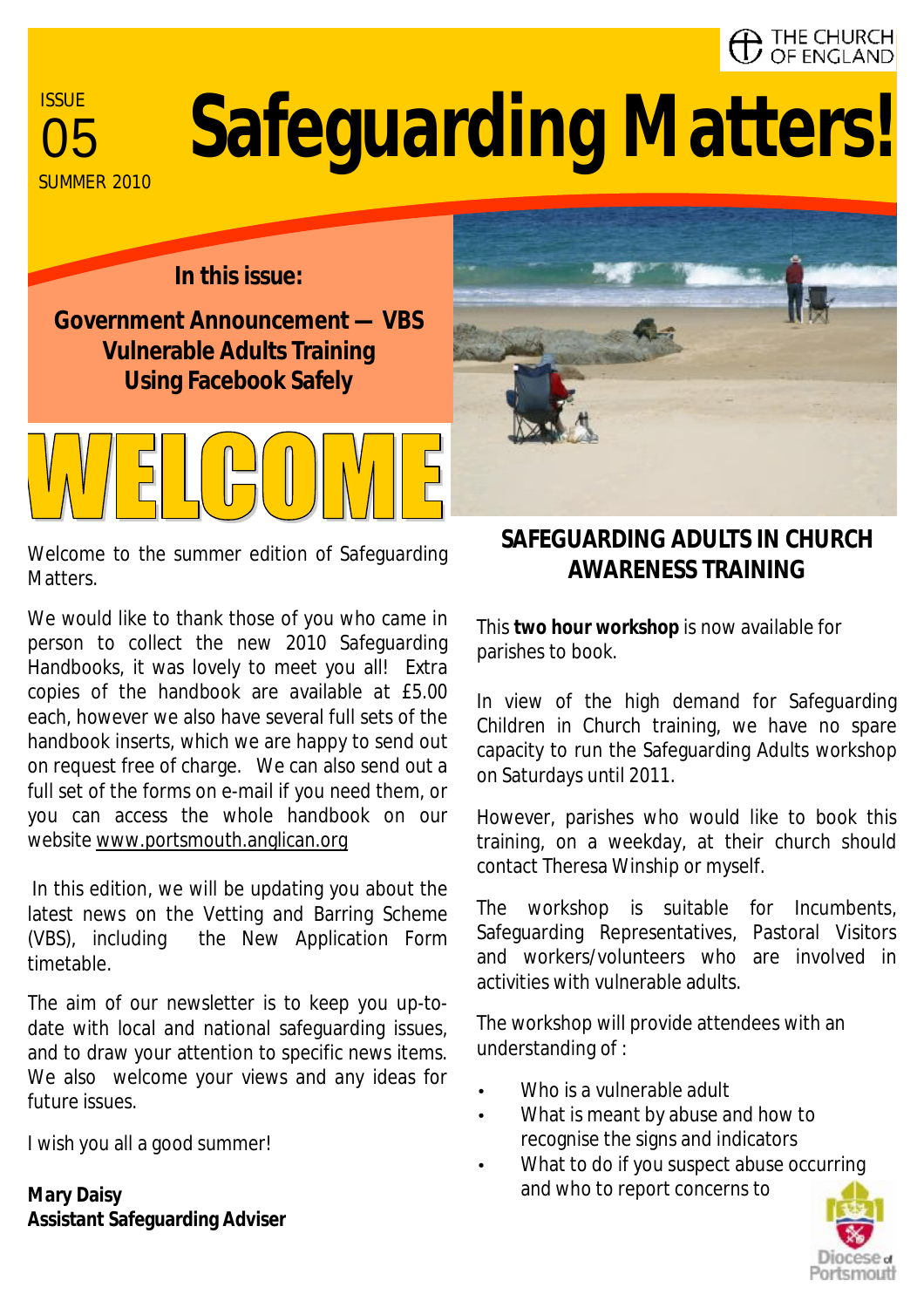THE CHURCH OF ENGLAND

ISSUE 05
SUMMER 2010

# Safeguarding Matters!

**In this issue:**

**Government Announcement — VBS**
**Vulnerable Adults Training**
**Using Facebook Safely**

## WELCOME

Welcome to the summer edition of Safeguarding Matters.

We would like to thank those of you who came in person to collect the new 2010 Safeguarding Handbooks, it was lovely to meet you all! Extra copies of the handbook are available at £5.00 each, however we also have several full sets of the handbook inserts, which we are happy to send out on request free of charge. We can also send out a full set of the forms on e-mail if you need them, or you can access the whole handbook on our website www.portsmouth.anglican.org

In this edition, we will be updating you about the latest news on the Vetting and Barring Scheme (VBS), including the New Application Form timetable.

The aim of our newsletter is to keep you up-to-date with local and national safeguarding issues, and to draw your attention to specific news items. We also welcome your views and any ideas for future issues.

I wish you all a good summer!

**Mary Daisy**
**Assistant Safeguarding Adviser**

## SAFEGUARDING ADULTS IN CHURCH AWARENESS TRAINING

This **two hour workshop** is now available for parishes to book.

In view of the high demand for Safeguarding Children in Church training, we have no spare capacity to run the Safeguarding Adults workshop on Saturdays until 2011.

However, parishes who would like to book this training, on a weekday, at their church should contact Theresa Winship or myself.

The workshop is suitable for Incumbents, Safeguarding Representatives, Pastoral Visitors and workers/volunteers who are involved in activities with vulnerable adults.

The workshop will provide attendees with an understanding of :

- Who is a vulnerable adult
- What is meant by abuse and how to recognise the signs and indicators
- What to do if you suspect abuse occurring and who to report concerns to

Diocese of Portsmouth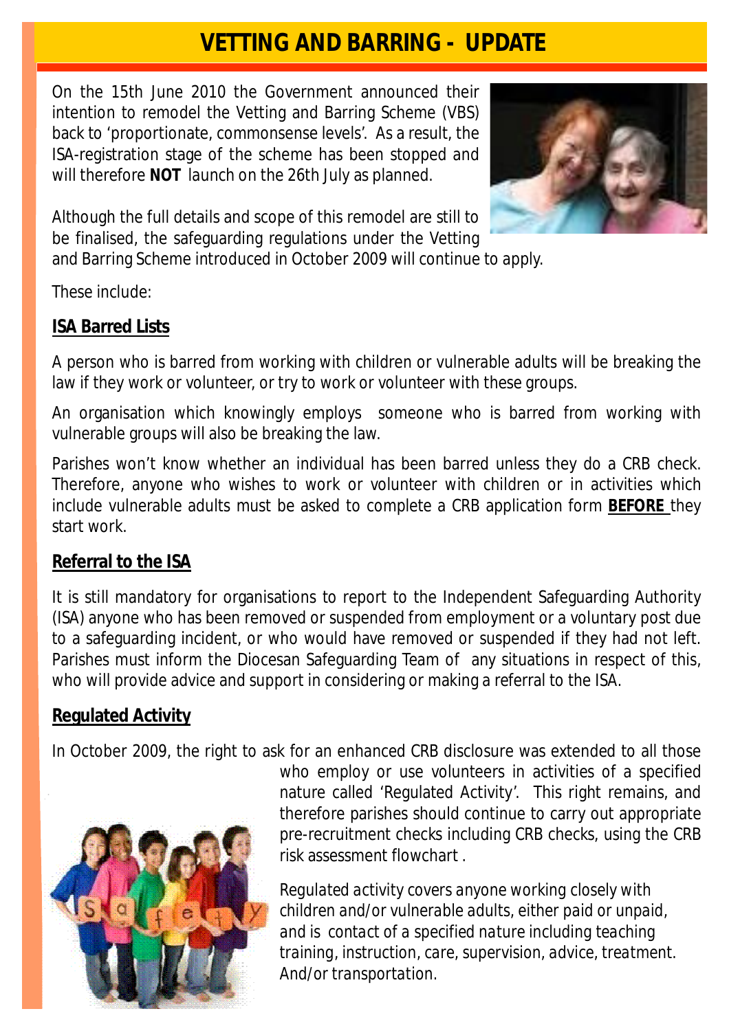# VETTING AND BARRING - UPDATE

On the 15th June 2010 the Government announced their intention to remodel the Vetting and Barring Scheme (VBS) back to 'proportionate, commonsense levels'. As a result, the ISA-registration stage of the scheme has been stopped and will therefore **NOT** launch on the 26th July as planned.

Although the full details and scope of this remodel are still to be finalised, the safeguarding regulations under the Vetting and Barring Scheme introduced in October 2009 will continue to apply.

These include:

## ISA Barred Lists

A person who is barred from working with children or vulnerable adults will be breaking the law if they work or volunteer, or try to work or volunteer with these groups.

An organisation which knowingly employs someone who is barred from working with vulnerable groups will also be breaking the law.

Parishes won't know whether an individual has been barred unless they do a CRB check. Therefore, anyone who wishes to work or volunteer with children or in activities which include vulnerable adults must be asked to complete a CRB application form **BEFORE** they start work.

## Referral to the ISA

It is still mandatory for organisations to report to the Independent Safeguarding Authority (ISA) anyone who has been removed or suspended from employment or a voluntary post due to a safeguarding incident, or who would have removed or suspended if they had not left. Parishes must inform the Diocesan Safeguarding Team of any situations in respect of this, who will provide advice and support in considering or making a referral to the ISA.

## Regulated Activity

In October 2009, the right to ask for an enhanced CRB disclosure was extended to all those who employ or use volunteers in activities of a specified nature called 'Regulated Activity'. This right remains, and therefore parishes should continue to carry out appropriate pre-recruitment checks including CRB checks, using the CRB risk assessment flowchart .

*Regulated activity covers anyone working closely with children and/or vulnerable adults, either paid or unpaid, and is contact of a specified nature including teaching training, instruction, care, supervision, advice, treatment. And/or transportation.*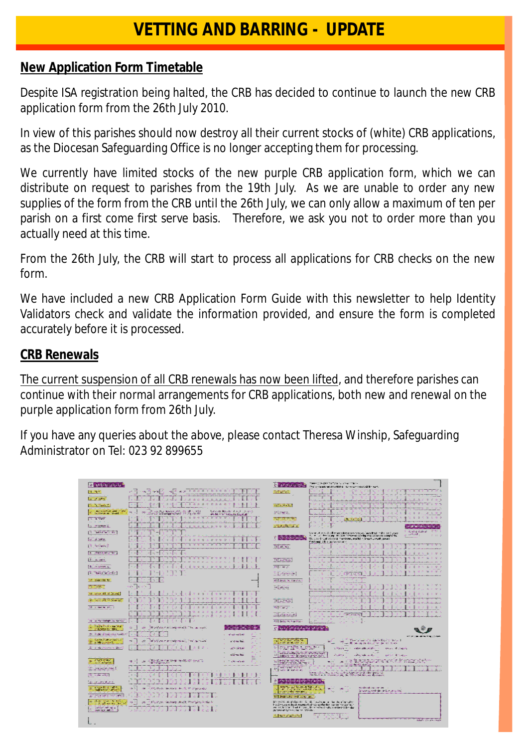# VETTING AND BARRING - UPDATE

## New Application Form Timetable

Despite ISA registration being halted, the CRB has decided to continue to launch the new CRB application form from the 26th July 2010.

In view of this parishes should now destroy all their current stocks of (white) CRB applications, as the Diocesan Safeguarding Office is no longer accepting them for processing.

We currently have limited stocks of the new purple CRB application form, which we can distribute on request to parishes from the 19th July. As we are unable to order any new supplies of the form from the CRB until the 26th July, we can only allow a maximum of ten per parish on a first come first serve basis. Therefore, we ask you not to order more than you actually need at this time.

From the 26th July, the CRB will start to process all applications for CRB checks on the new form.

We have included a new CRB Application Form Guide with this newsletter to help Identity Validators check and validate the information provided, and ensure the form is completed accurately before it is processed.

## CRB Renewals

The current suspension of all CRB renewals has now been lifted, and therefore parishes can continue with their normal arrangements for CRB applications, both new and renewal on the purple application form from 26th July.

If you have any queries about the above, please contact Theresa Winship, Safeguarding Administrator on Tel: 023 92 899655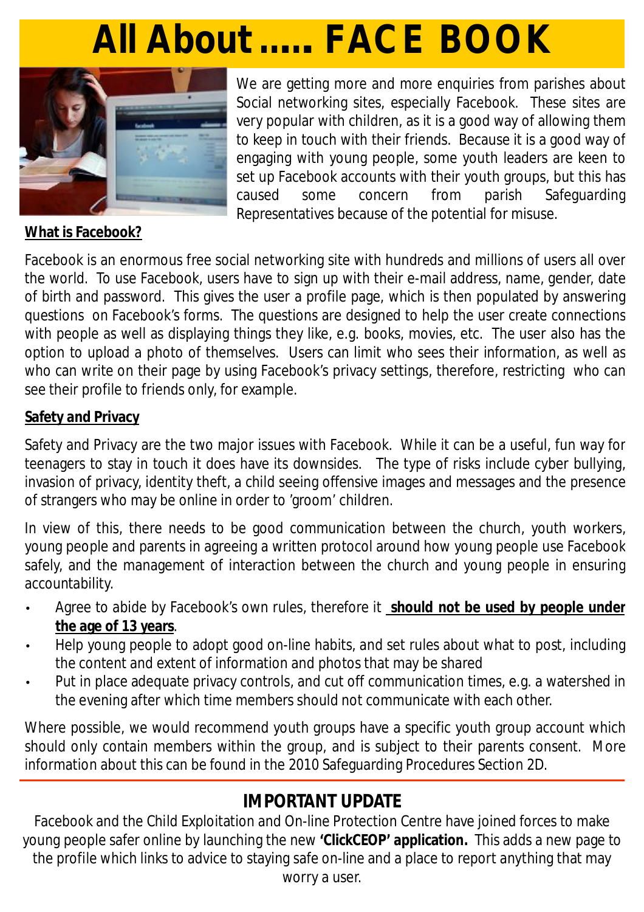# All About….. FACE BOOK

We are getting more and more enquiries from parishes about Social networking sites, especially Facebook. These sites are very popular with children, as it is a good way of allowing them to keep in touch with their friends. Because it is a good way of engaging with young people, some youth leaders are keen to set up Facebook accounts with their youth groups, but this has caused some concern from parish Safeguarding Representatives because of the potential for misuse.

**What is Facebook?**

Facebook is an enormous free social networking site with hundreds and millions of users all over the world. To use Facebook, users have to sign up with their e-mail address, name, gender, date of birth and password. This gives the user a profile page, which is then populated by answering questions on Facebook's forms. The questions are designed to help the user create connections with people as well as displaying things they like, e.g. books, movies, etc. The user also has the option to upload a photo of themselves. Users can limit who sees their information, as well as who can write on their page by using Facebook's privacy settings, therefore, restricting who can see their profile to friends only, for example.

**Safety and Privacy**

Safety and Privacy are the two major issues with Facebook. While it can be a useful, fun way for teenagers to stay in touch it does have its downsides. The type of risks include cyber bullying, invasion of privacy, identity theft, a child seeing offensive images and messages and the presence of strangers who may be online in order to 'groom' children.

In view of this, there needs to be good communication between the church, youth workers, young people and parents in agreeing a written protocol around how young people use Facebook safely, and the management of interaction between the church and young people in ensuring accountability.

- Agree to abide by Facebook's own rules, therefore it **should not be used by people under the age of 13 years**.
- Help young people to adopt good on-line habits, and set rules about what to post, including the content and extent of information and photos that may be shared
- Put in place adequate privacy controls, and cut off communication times, e.g. a watershed in the evening after which time members should not communicate with each other.

Where possible, we would recommend youth groups have a specific youth group account which should only contain members within the group, and is subject to their parents consent. More information about this can be found in the 2010 Safeguarding Procedures Section 2D.

## IMPORTANT UPDATE

Facebook and the Child Exploitation and On-line Protection Centre have joined forces to make young people safer online by launching the new **'ClickCEOP' application.** This adds a new page to the profile which links to advice to staying safe on-line and a place to report anything that may worry a user.